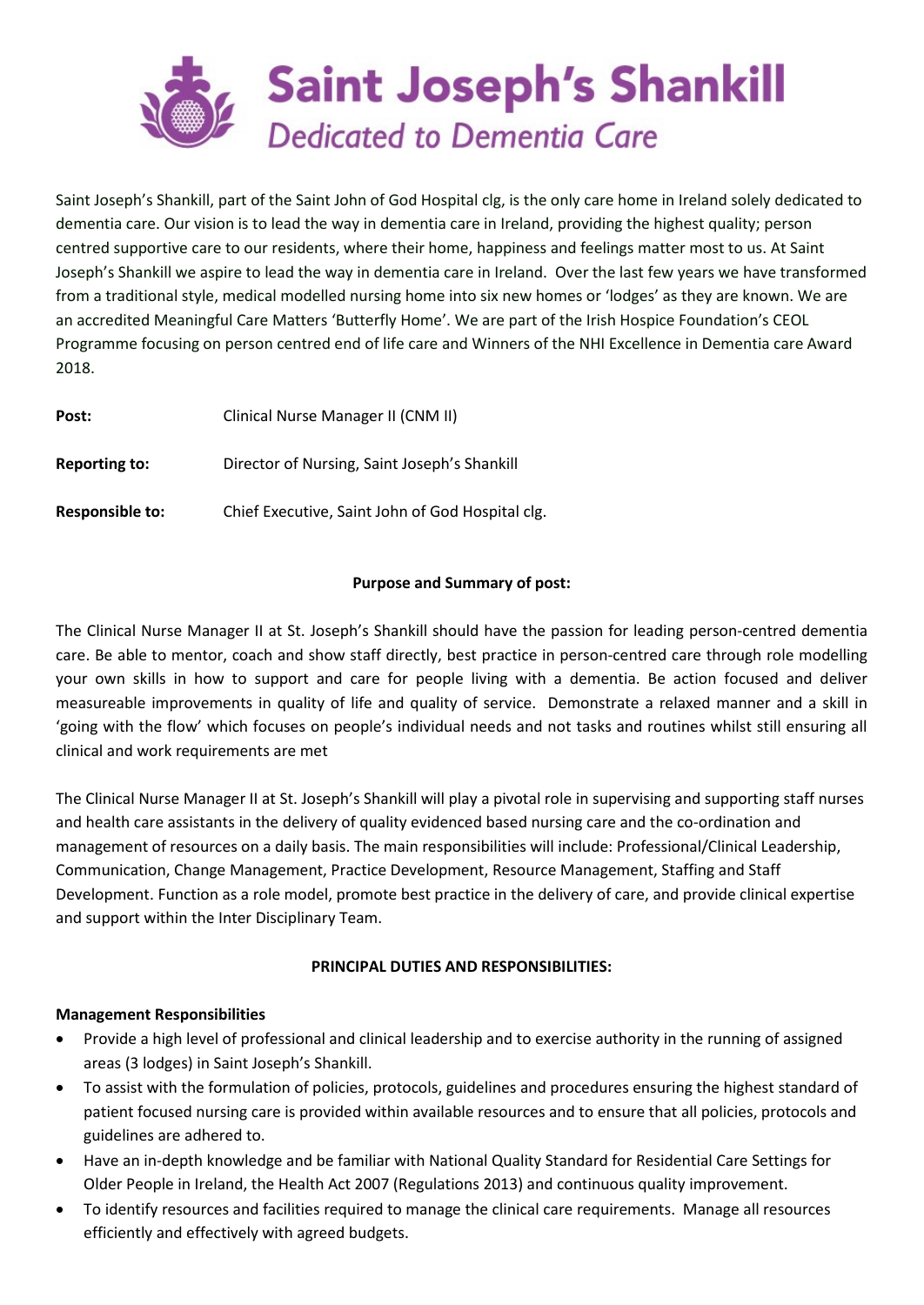# Saint Joseph's Shankill

*Dedicated to Dementia Care*

Saint Joseph's Shankill, part of the Saint John of God Hospital clg, is the only care home in Ireland solely dedicated to dementia care. Our vision is to lead the way in dementia care in Ireland, providing the highest quality; person centred supportive care to our residents, where their home, happiness and feelings matter most to us. At Saint Joseph's Shankill we aspire to lead the way in dementia care in Ireland. Over the last few years we have transformed from a traditional style, medical modelled nursing home into six new homes or 'lodges' as they are known. We are an accredited Meaningful Care Matters 'Butterfly Home'. We are part of the Irish Hospice Foundation's CEOL Programme focusing on person centred end of life care and Winners of the NHI Excellence in Dementia care Award 2018.

**Post:** Clinical Nurse Manager II (CNM II)

**Reporting to:** Director of Nursing, Saint Joseph's Shankill

**Responsible to:** Chief Executive, Saint John of God Hospital clg.

**Purpose and Summary of post:**

The Clinical Nurse Manager II at St. Joseph's Shankill should have the passion for leading person-centred dementia care. Be able to mentor, coach and show staff directly, best practice in person-centred care through role modelling your own skills in how to support and care for people living with a dementia. Be action focused and deliver measureable improvements in quality of life and quality of service. Demonstrate a relaxed manner and a skill in 'going with the flow' which focuses on people's individual needs and not tasks and routines whilst still ensuring all clinical and work requirements are met

The Clinical Nurse Manager II at St. Joseph's Shankill will play a pivotal role in supervising and supporting staff nurses and health care assistants in the delivery of quality evidenced based nursing care and the co-ordination and management of resources on a daily basis. The main responsibilities will include: Professional/Clinical Leadership, Communication, Change Management, Practice Development, Resource Management, Staffing and Staff Development. Function as a role model, promote best practice in the delivery of care, and provide clinical expertise and support within the Inter Disciplinary Team.

**PRINCIPAL DUTIES AND RESPONSIBILITIES:**

**Management Responsibilities**

- Provide a high level of professional and clinical leadership and to exercise authority in the running of assigned areas (3 lodges) in Saint Joseph's Shankill.
- To assist with the formulation of policies, protocols, guidelines and procedures ensuring the highest standard of patient focused nursing care is provided within available resources and to ensure that all policies, protocols and guidelines are adhered to.
- Have an in-depth knowledge and be familiar with National Quality Standard for Residential Care Settings for Older People in Ireland, the Health Act 2007 (Regulations 2013) and continuous quality improvement.
- To identify resources and facilities required to manage the clinical care requirements. Manage all resources efficiently and effectively with agreed budgets.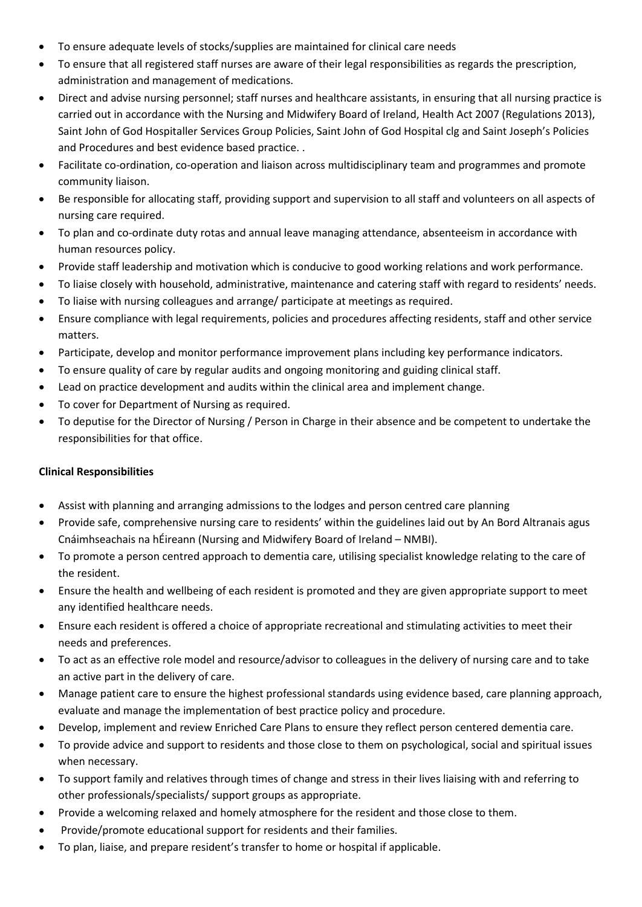- To ensure adequate levels of stocks/supplies are maintained for clinical care needs
- To ensure that all registered staff nurses are aware of their legal responsibilities as regards the prescription, administration and management of medications.
- Direct and advise nursing personnel; staff nurses and healthcare assistants, in ensuring that all nursing practice is carried out in accordance with the Nursing and Midwifery Board of Ireland, Health Act 2007 (Regulations 2013), Saint John of God Hospitaller Services Group Policies, Saint John of God Hospital clg and Saint Joseph's Policies and Procedures and best evidence based practice. .
- Facilitate co-ordination, co-operation and liaison across multidisciplinary team and programmes and promote community liaison.
- Be responsible for allocating staff, providing support and supervision to all staff and volunteers on all aspects of nursing care required.
- To plan and co-ordinate duty rotas and annual leave managing attendance, absenteeism in accordance with human resources policy.
- Provide staff leadership and motivation which is conducive to good working relations and work performance.
- To liaise closely with household, administrative, maintenance and catering staff with regard to residents' needs.
- To liaise with nursing colleagues and arrange/ participate at meetings as required.
- Ensure compliance with legal requirements, policies and procedures affecting residents, staff and other service matters.
- Participate, develop and monitor performance improvement plans including key performance indicators.
- To ensure quality of care by regular audits and ongoing monitoring and guiding clinical staff.
- Lead on practice development and audits within the clinical area and implement change.
- To cover for Department of Nursing as required.
- To deputise for the Director of Nursing / Person in Charge in their absence and be competent to undertake the responsibilities for that office.

**Clinical Responsibilities**

- Assist with planning and arranging admissions to the lodges and person centred care planning
- Provide safe, comprehensive nursing care to residents' within the guidelines laid out by An Bord Altranais agus Cnáimhseachais na hÉireann (Nursing and Midwifery Board of Ireland – NMBI).
- To promote a person centred approach to dementia care, utilising specialist knowledge relating to the care of the resident.
- Ensure the health and wellbeing of each resident is promoted and they are given appropriate support to meet any identified healthcare needs.
- Ensure each resident is offered a choice of appropriate recreational and stimulating activities to meet their needs and preferences.
- To act as an effective role model and resource/advisor to colleagues in the delivery of nursing care and to take an active part in the delivery of care.
- Manage patient care to ensure the highest professional standards using evidence based, care planning approach, evaluate and manage the implementation of best practice policy and procedure.
- Develop, implement and review Enriched Care Plans to ensure they reflect person centered dementia care.
- To provide advice and support to residents and those close to them on psychological, social and spiritual issues when necessary.
- To support family and relatives through times of change and stress in their lives liaising with and referring to other professionals/specialists/ support groups as appropriate.
- Provide a welcoming relaxed and homely atmosphere for the resident and those close to them.
- Provide/promote educational support for residents and their families.
- To plan, liaise, and prepare resident's transfer to home or hospital if applicable.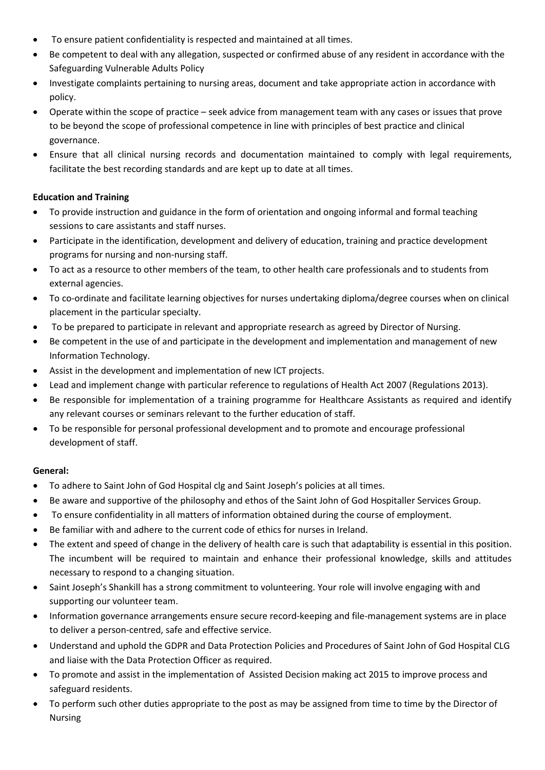- To ensure patient confidentiality is respected and maintained at all times.
- Be competent to deal with any allegation, suspected or confirmed abuse of any resident in accordance with the Safeguarding Vulnerable Adults Policy
- Investigate complaints pertaining to nursing areas, document and take appropriate action in accordance with policy.
- Operate within the scope of practice – seek advice from management team with any cases or issues that prove to be beyond the scope of professional competence in line with principles of best practice and clinical governance.
- Ensure that all clinical nursing records and documentation maintained to comply with legal requirements, facilitate the best recording standards and are kept up to date at all times.

**Education and Training**

- To provide instruction and guidance in the form of orientation and ongoing informal and formal teaching sessions to care assistants and staff nurses.
- Participate in the identification, development and delivery of education, training and practice development programs for nursing and non-nursing staff.
- To act as a resource to other members of the team, to other health care professionals and to students from external agencies.
- To co-ordinate and facilitate learning objectives for nurses undertaking diploma/degree courses when on clinical placement in the particular specialty.
- To be prepared to participate in relevant and appropriate research as agreed by Director of Nursing.
- Be competent in the use of and participate in the development and implementation and management of new Information Technology.
- Assist in the development and implementation of new ICT projects.
- Lead and implement change with particular reference to regulations of Health Act 2007 (Regulations 2013).
- Be responsible for implementation of a training programme for Healthcare Assistants as required and identify any relevant courses or seminars relevant to the further education of staff.
- To be responsible for personal professional development and to promote and encourage professional development of staff.

**General:**

- To adhere to Saint John of God Hospital clg and Saint Joseph's policies at all times.
- Be aware and supportive of the philosophy and ethos of the Saint John of God Hospitaller Services Group.
- To ensure confidentiality in all matters of information obtained during the course of employment.
- Be familiar with and adhere to the current code of ethics for nurses in Ireland.
- The extent and speed of change in the delivery of health care is such that adaptability is essential in this position. The incumbent will be required to maintain and enhance their professional knowledge, skills and attitudes necessary to respond to a changing situation.
- Saint Joseph's Shankill has a strong commitment to volunteering. Your role will involve engaging with and supporting our volunteer team.
- Information governance arrangements ensure secure record-keeping and file-management systems are in place to deliver a person-centred, safe and effective service.
- Understand and uphold the GDPR and Data Protection Policies and Procedures of Saint John of God Hospital CLG and liaise with the Data Protection Officer as required.
- To promote and assist in the implementation of Assisted Decision making act 2015 to improve process and safeguard residents.
- To perform such other duties appropriate to the post as may be assigned from time to time by the Director of Nursing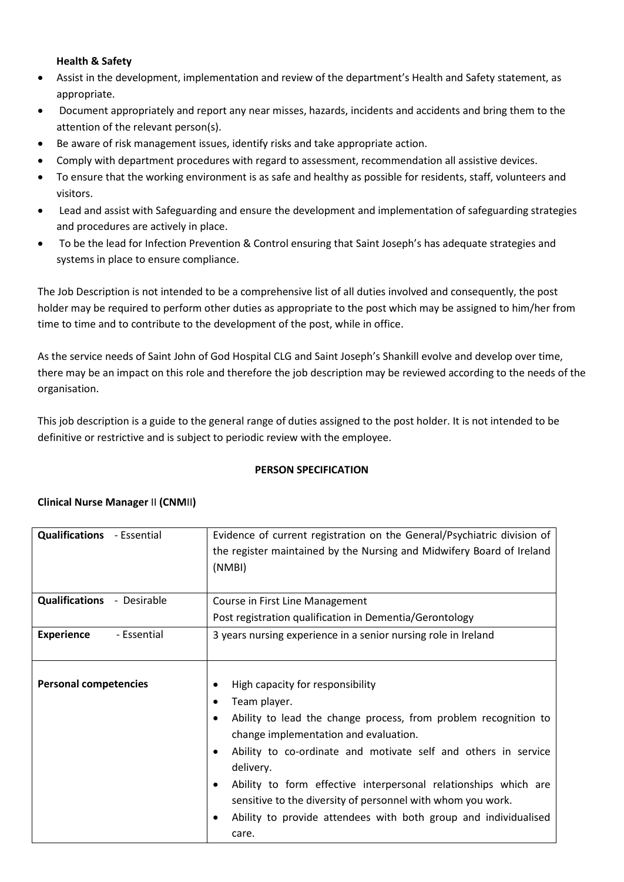**Health & Safety**

- Assist in the development, implementation and review of the department's Health and Safety statement, as appropriate.
- Document appropriately and report any near misses, hazards, incidents and accidents and bring them to the attention of the relevant person(s).
- Be aware of risk management issues, identify risks and take appropriate action.
- Comply with department procedures with regard to assessment, recommendation all assistive devices.
- To ensure that the working environment is as safe and healthy as possible for residents, staff, volunteers and visitors.
- Lead and assist with Safeguarding and ensure the development and implementation of safeguarding strategies and procedures are actively in place.
- To be the lead for Infection Prevention & Control ensuring that Saint Joseph's has adequate strategies and systems in place to ensure compliance.

The Job Description is not intended to be a comprehensive list of all duties involved and consequently, the post holder may be required to perform other duties as appropriate to the post which may be assigned to him/her from time to time and to contribute to the development of the post, while in office.

As the service needs of Saint John of God Hospital CLG and Saint Joseph's Shankill evolve and develop over time, there may be an impact on this role and therefore the job description may be reviewed according to the needs of the organisation.

This job description is a guide to the general range of duties assigned to the post holder. It is not intended to be definitive or restrictive and is subject to periodic review with the employee.

**PERSON SPECIFICATION**

**Clinical Nurse Manager II (CNMII)**

| | |
|---|---|
| **Qualifications** - Essential | Evidence of current registration on the General/Psychiatric division of the register maintained by the Nursing and Midwifery Board of Ireland (NMBI) |
| **Qualifications** - Desirable | Course in First Line Management<br>Post registration qualification in Dementia/Gerontology |
| **Experience** - Essential | 3 years nursing experience in a senior nursing role in Ireland |
| **Personal competencies** | • High capacity for responsibility<br>• Team player.<br>• Ability to lead the change process, from problem recognition to change implementation and evaluation.<br>• Ability to co-ordinate and motivate self and others in service delivery.<br>• Ability to form effective interpersonal relationships which are sensitive to the diversity of personnel with whom you work.<br>• Ability to provide attendees with both group and individualised care. |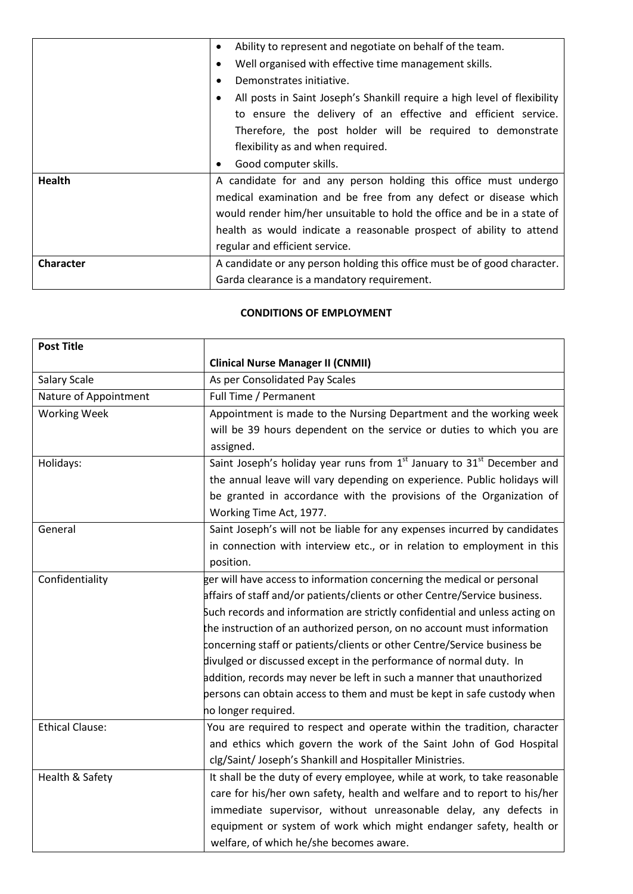|  |  |
|---|---|
|  | • Ability to represent and negotiate on behalf of the team.<br>• Well organised with effective time management skills.<br>• Demonstrates initiative.<br>• All posts in Saint Joseph's Shankill require a high level of flexibility to ensure the delivery of an effective and efficient service. Therefore, the post holder will be required to demonstrate flexibility as and when required.<br>• Good computer skills. |
| **Health** | A candidate for and any person holding this office must undergo medical examination and be free from any defect or disease which would render him/her unsuitable to hold the office and be in a state of health as would indicate a reasonable prospect of ability to attend regular and efficient service. |
| **Character** | A candidate or any person holding this office must be of good character. Garda clearance is a mandatory requirement. |

**CONDITIONS OF EMPLOYMENT**

| **Post Title** | **Clinical Nurse Manager II (CNMII)** |
|---|---|
| Salary Scale | As per Consolidated Pay Scales |
| Nature of Appointment | Full Time / Permanent |
| Working Week | Appointment is made to the Nursing Department and the working week will be 39 hours dependent on the service or duties to which you are assigned. |
| Holidays: | Saint Joseph's holiday year runs from 1st January to 31st December and the annual leave will vary depending on experience. Public holidays will be granted in accordance with the provisions of the Organization of Working Time Act, 1977. |
| General | Saint Joseph's will not be liable for any expenses incurred by candidates in connection with interview etc., or in relation to employment in this position. |
| Confidentiality | ger will have access to information concerning the medical or personal affairs of staff and/or patients/clients or other Centre/Service business. Such records and information are strictly confidential and unless acting on the instruction of an authorized person, on no account must information concerning staff or patients/clients or other Centre/Service business be divulged or discussed except in the performance of normal duty. In addition, records may never be left in such a manner that unauthorized persons can obtain access to them and must be kept in safe custody when no longer required. |
| Ethical Clause: | You are required to respect and operate within the tradition, character and ethics which govern the work of the Saint John of God Hospital clg/Saint/ Joseph's Shankill and Hospitaller Ministries. |
| Health & Safety | It shall be the duty of every employee, while at work, to take reasonable care for his/her own safety, health and welfare and to report to his/her immediate supervisor, without unreasonable delay, any defects in equipment or system of work which might endanger safety, health or welfare, of which he/she becomes aware. |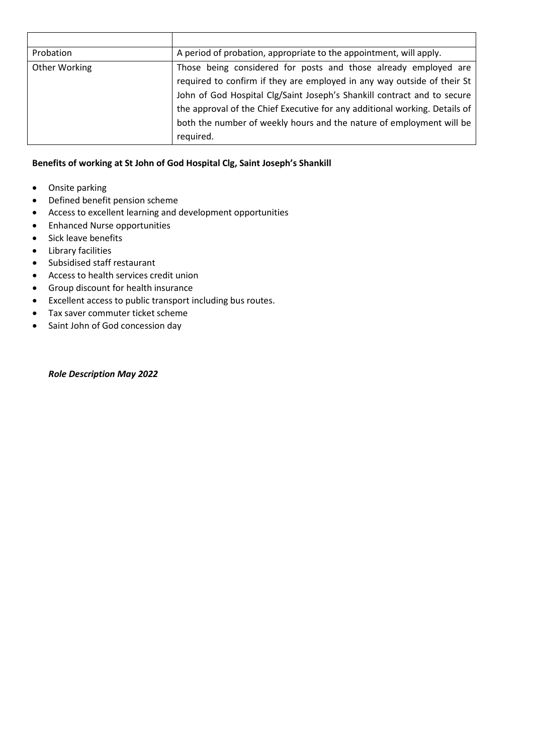| | |
|---|---|
| Probation | A period of probation, appropriate to the appointment, will apply. |
| Other Working | Those being considered for posts and those already employed are required to confirm if they are employed in any way outside of their St John of God Hospital Clg/Saint Joseph's Shankill contract and to secure the approval of the Chief Executive for any additional working. Details of both the number of weekly hours and the nature of employment will be required. |

**Benefits of working at St John of God Hospital Clg, Saint Joseph's Shankill**

- Onsite parking
- Defined benefit pension scheme
- Access to excellent learning and development opportunities
- Enhanced Nurse opportunities
- Sick leave benefits
- Library facilities
- Subsidised staff restaurant
- Access to health services credit union
- Group discount for health insurance
- Excellent access to public transport including bus routes.
- Tax saver commuter ticket scheme
- Saint John of God concession day

***Role Description May 2022***